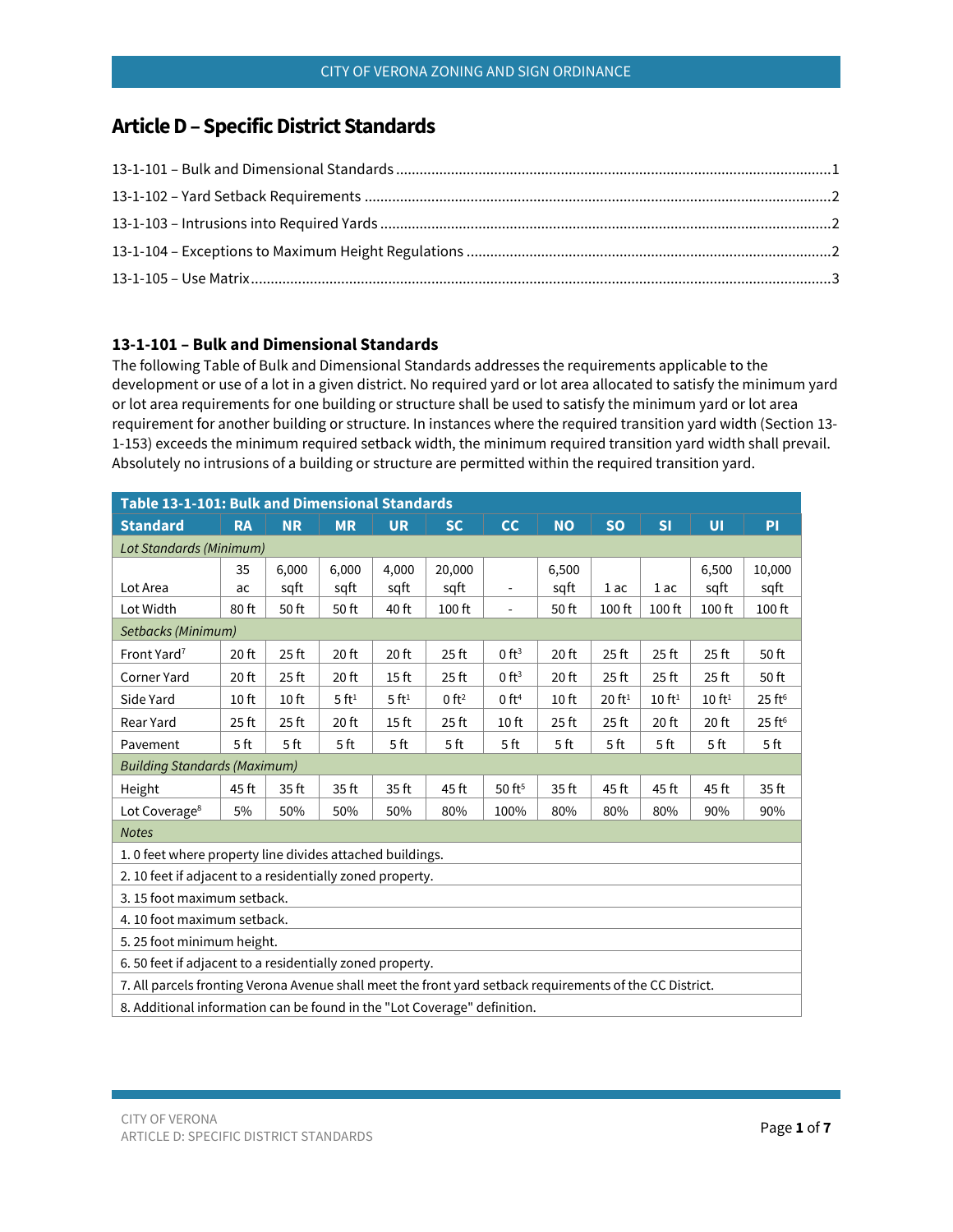# Article D – Specific District Standards

13-1-101 – Bulk and Dimensional Standards .....1
13-1-102 – Yard Setback Requirements .....2
13-1-103 – Intrusions into Required Yards .....2
13-1-104 – Exceptions to Maximum Height Regulations .....2
13-1-105 – Use Matrix .....3

### 13-1-101 – Bulk and Dimensional Standards

The following Table of Bulk and Dimensional Standards addresses the requirements applicable to the development or use of a lot in a given district. No required yard or lot area allocated to satisfy the minimum yard or lot area requirements for one building or structure shall be used to satisfy the minimum yard or lot area requirement for another building or structure. In instances where the required transition yard width (Section 13-1-153) exceeds the minimum required setback width, the minimum required transition yard width shall prevail. Absolutely no intrusions of a building or structure are permitted within the required transition yard.

| Table 13-1-101: Bulk and Dimensional Standards | | | | | | | | | | | |
|---|---|---|---|---|---|---|---|---|---|---|---|
| **Standard** | **RA** | **NR** | **MR** | **UR** | **SC** | **CC** | **NO** | **SO** | **SI** | **UI** | **PI** |
| *Lot Standards (Minimum)* | | | | | | | | | | | |
| Lot Area | 35 ac | 6,000 sqft | 6,000 sqft | 4,000 sqft | 20,000 sqft | - | 6,500 sqft | 1 ac | 1 ac | 6,500 sqft | 10,000 sqft |
| Lot Width | 80 ft | 50 ft | 50 ft | 40 ft | 100 ft | - | 50 ft | 100 ft | 100 ft | 100 ft | 100 ft |
| *Setbacks (Minimum)* | | | | | | | | | | | |
| Front Yard[7] | 20 ft | 25 ft | 20 ft | 20 ft | 25 ft | 0 ft[3] | 20 ft | 25 ft | 25 ft | 25 ft | 50 ft |
| Corner Yard | 20 ft | 25 ft | 20 ft | 15 ft | 25 ft | 0 ft[3] | 20 ft | 25 ft | 25 ft | 25 ft | 50 ft |
| Side Yard | 10 ft | 10 ft | 5 ft[1] | 5 ft[1] | 0 ft[2] | 0 ft[4] | 10 ft | 20 ft[1] | 10 ft[1] | 10 ft[1] | 25 ft[6] |
| Rear Yard | 25 ft | 25 ft | 20 ft | 15 ft | 25 ft | 10 ft | 25 ft | 25 ft | 20 ft | 20 ft | 25 ft[6] |
| Pavement | 5 ft | 5 ft | 5 ft | 5 ft | 5 ft | 5 ft | 5 ft | 5 ft | 5 ft | 5 ft | 5 ft |
| *Building Standards (Maximum)* | | | | | | | | | | | |
| Height | 45 ft | 35 ft | 35 ft | 35 ft | 45 ft | 50 ft[5] | 35 ft | 45 ft | 45 ft | 45 ft | 35 ft |
| Lot Coverage[8] | 5% | 50% | 50% | 50% | 80% | 100% | 80% | 80% | 80% | 90% | 90% |
| *Notes* | | | | | | | | | | | |
| 1. 0 feet where property line divides attached buildings. | | | | | | | | | | | |
| 2. 10 feet if adjacent to a residentially zoned property. | | | | | | | | | | | |
| 3. 15 foot maximum setback. | | | | | | | | | | | |
| 4. 10 foot maximum setback. | | | | | | | | | | | |
| 5. 25 foot minimum height. | | | | | | | | | | | |
| 6. 50 feet if adjacent to a residentially zoned property. | | | | | | | | | | | |
| 7. All parcels fronting Verona Avenue shall meet the front yard setback requirements of the CC District. | | | | | | | | | | | |
| 8. Additional information can be found in the "Lot Coverage" definition. | | | | | | | | | | | |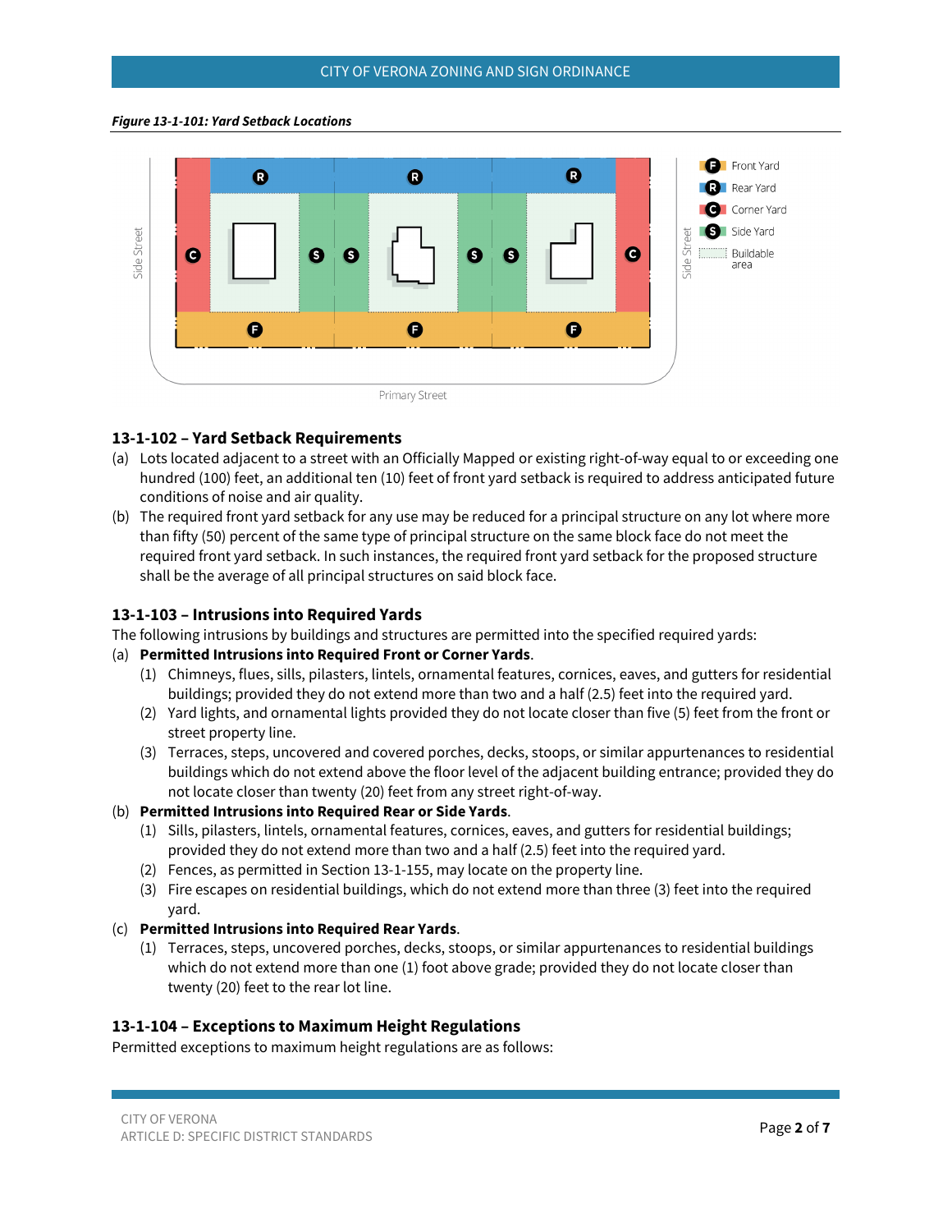*Figure 13-1-101: Yard Setback Locations*

## 13-1-102 – Yard Setback Requirements

(a) Lots located adjacent to a street with an Officially Mapped or existing right-of-way equal to or exceeding one hundred (100) feet, an additional ten (10) feet of front yard setback is required to address anticipated future conditions of noise and air quality.

(b) The required front yard setback for any use may be reduced for a principal structure on any lot where more than fifty (50) percent of the same type of principal structure on the same block face do not meet the required front yard setback. In such instances, the required front yard setback for the proposed structure shall be the average of all principal structures on said block face.

## 13-1-103 – Intrusions into Required Yards

The following intrusions by buildings and structures are permitted into the specified required yards:

(a) **Permitted Intrusions into Required Front or Corner Yards**.

(1) Chimneys, flues, sills, pilasters, lintels, ornamental features, cornices, eaves, and gutters for residential buildings; provided they do not extend more than two and a half (2.5) feet into the required yard.

(2) Yard lights, and ornamental lights provided they do not locate closer than five (5) feet from the front or street property line.

(3) Terraces, steps, uncovered and covered porches, decks, stoops, or similar appurtenances to residential buildings which do not extend above the floor level of the adjacent building entrance; provided they do not locate closer than twenty (20) feet from any street right-of-way.

(b) **Permitted Intrusions into Required Rear or Side Yards**.

(1) Sills, pilasters, lintels, ornamental features, cornices, eaves, and gutters for residential buildings; provided they do not extend more than two and a half (2.5) feet into the required yard.

(2) Fences, as permitted in Section 13-1-155, may locate on the property line.

(3) Fire escapes on residential buildings, which do not extend more than three (3) feet into the required yard.

(c) **Permitted Intrusions into Required Rear Yards**.

(1) Terraces, steps, uncovered porches, decks, stoops, or similar appurtenances to residential buildings which do not extend more than one (1) foot above grade; provided they do not locate closer than twenty (20) feet to the rear lot line.

## 13-1-104 – Exceptions to Maximum Height Regulations

Permitted exceptions to maximum height regulations are as follows: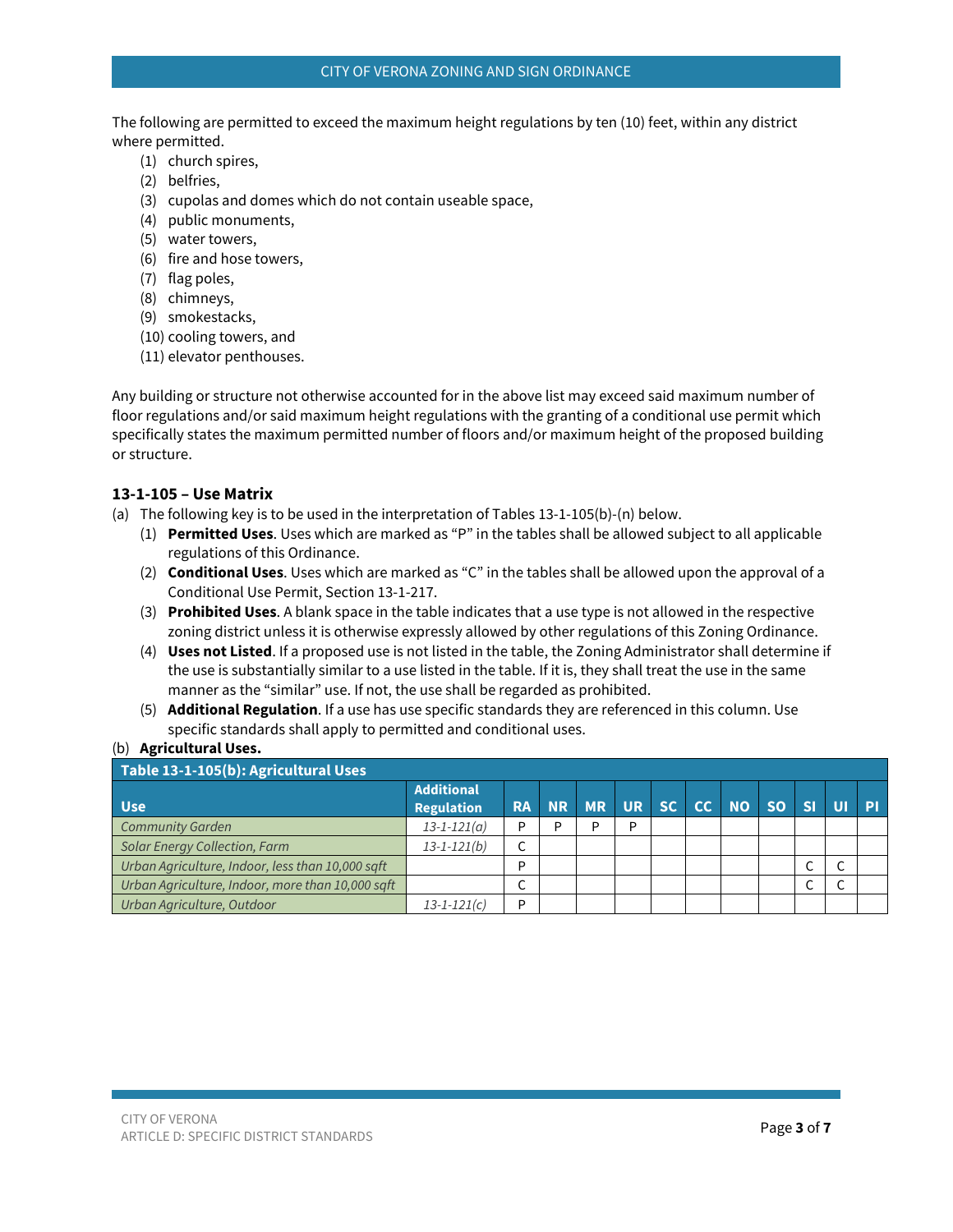The following are permitted to exceed the maximum height regulations by ten (10) feet, within any district where permitted.

(1) church spires,
(2) belfries,
(3) cupolas and domes which do not contain useable space,
(4) public monuments,
(5) water towers,
(6) fire and hose towers,
(7) flag poles,
(8) chimneys,
(9) smokestacks,
(10) cooling towers, and
(11) elevator penthouses.

Any building or structure not otherwise accounted for in the above list may exceed said maximum number of floor regulations and/or said maximum height regulations with the granting of a conditional use permit which specifically states the maximum permitted number of floors and/or maximum height of the proposed building or structure.

### 13-1-105 – Use Matrix

(a) The following key is to be used in the interpretation of Tables 13-1-105(b)-(n) below.

(1) **Permitted Uses**. Uses which are marked as "P" in the tables shall be allowed subject to all applicable regulations of this Ordinance.

(2) **Conditional Uses**. Uses which are marked as "C" in the tables shall be allowed upon the approval of a Conditional Use Permit, Section 13-1-217.

(3) **Prohibited Uses**. A blank space in the table indicates that a use type is not allowed in the respective zoning district unless it is otherwise expressly allowed by other regulations of this Zoning Ordinance.

(4) **Uses not Listed**. If a proposed use is not listed in the table, the Zoning Administrator shall determine if the use is substantially similar to a use listed in the table. If it is, they shall treat the use in the same manner as the "similar" use. If not, the use shall be regarded as prohibited.

(5) **Additional Regulation**. If a use has use specific standards they are referenced in this column. Use specific standards shall apply to permitted and conditional uses.

(b) **Agricultural Uses.**

| Table 13-1-105(b): Agricultural Uses | | | | | | | | | | | | |
|---|---|---|---|---|---|---|---|---|---|---|---|---|
| **Use** | **Additional Regulation** | **RA** | **NR** | **MR** | **UR** | **SC** | **CC** | **NO** | **SO** | **SI** | **UI** | **PI** |
| *Community Garden* | *13-1-121(a)* | P | P | P | P | | | | | | | |
| *Solar Energy Collection, Farm* | *13-1-121(b)* | C | | | | | | | | | | |
| *Urban Agriculture, Indoor, less than 10,000 sqft* | | P | | | | | | | | C | C | |
| *Urban Agriculture, Indoor, more than 10,000 sqft* | | C | | | | | | | | C | C | |
| *Urban Agriculture, Outdoor* | *13-1-121(c)* | P | | | | | | | | | | |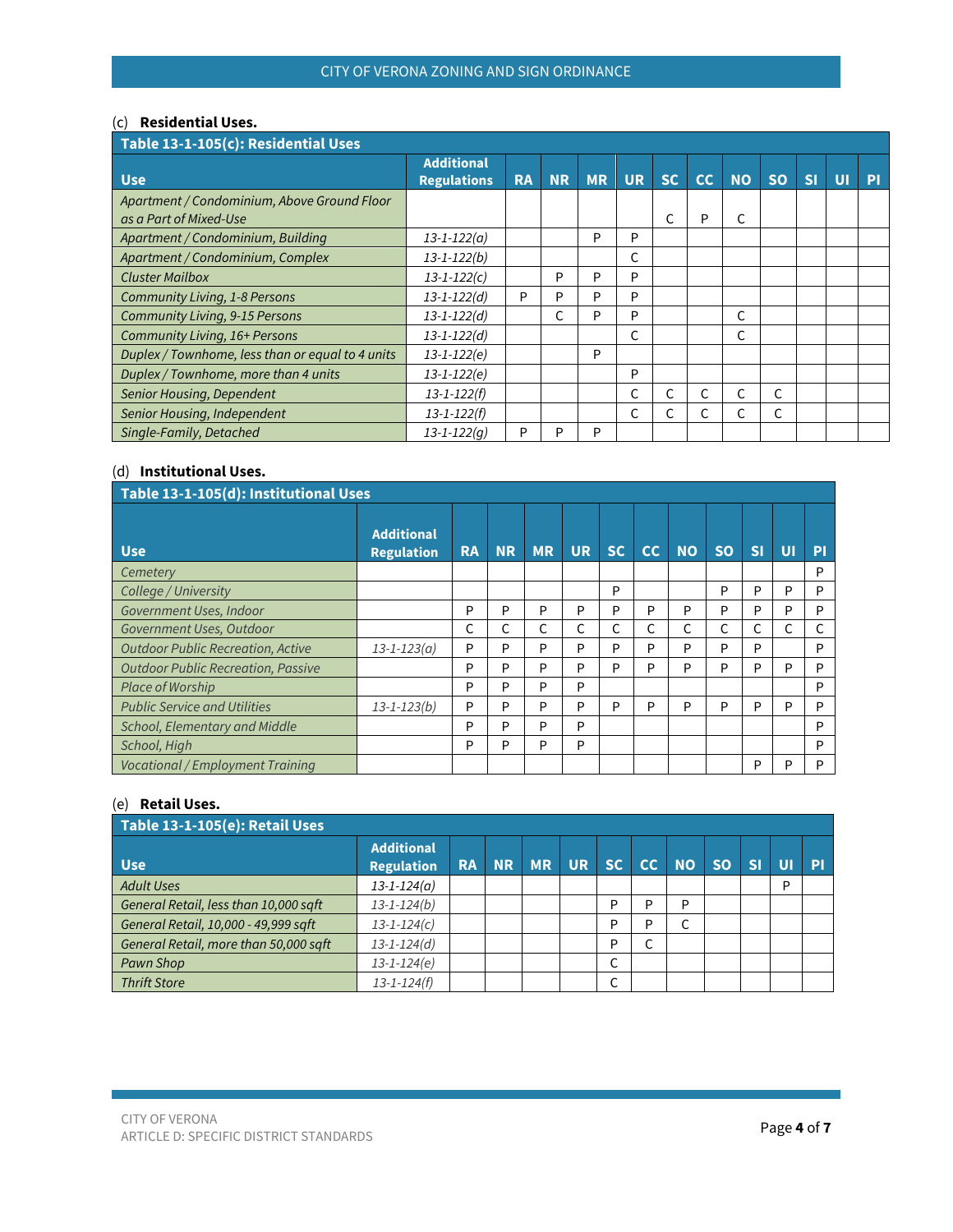(c) **Residential Uses.**

| Table 13-1-105(c): Residential Uses | | | | | | | | | | | | |
|---|---|---|---|---|---|---|---|---|---|---|---|---|
| **Use** | **Additional Regulations** | **RA** | **NR** | **MR** | **UR** | **SC** | **CC** | **NO** | **SO** | **SI** | **UI** | **PI** |
| *Apartment / Condominium, Above Ground Floor as a Part of Mixed-Use* | | | | | | C | P | C | | | | |
| *Apartment / Condominium, Building* | *13-1-122(a)* | | | P | P | | | | | | | |
| *Apartment / Condominium, Complex* | *13-1-122(b)* | | | | C | | | | | | | |
| *Cluster Mailbox* | *13-1-122(c)* | | P | P | P | | | | | | | |
| *Community Living, 1-8 Persons* | *13-1-122(d)* | P | P | P | P | | | | | | | |
| *Community Living, 9-15 Persons* | *13-1-122(d)* | | C | P | P | | | C | | | | |
| *Community Living, 16+ Persons* | *13-1-122(d)* | | | | C | | | C | | | | |
| *Duplex / Townhome, less than or equal to 4 units* | *13-1-122(e)* | | | P | | | | | | | | |
| *Duplex / Townhome, more than 4 units* | *13-1-122(e)* | | | | P | | | | | | | |
| *Senior Housing, Dependent* | *13-1-122(f)* | | | | C | C | C | C | C | | | |
| *Senior Housing, Independent* | *13-1-122(f)* | | | | C | C | C | C | C | | | |
| *Single-Family, Detached* | *13-1-122(g)* | P | P | P | | | | | | | | |

(d) **Institutional Uses.**

| Table 13-1-105(d): Institutional Uses | | | | | | | | | | | | |
|---|---|---|---|---|---|---|---|---|---|---|---|---|
| **Use** | **Additional Regulation** | **RA** | **NR** | **MR** | **UR** | **SC** | **CC** | **NO** | **SO** | **SI** | **UI** | **PI** |
| *Cemetery* | | | | | | | | | | | | P |
| *College / University* | | | | | | P | | | P | P | P | P |
| *Government Uses, Indoor* | | P | P | P | P | P | P | P | P | P | P | P |
| *Government Uses, Outdoor* | | C | C | C | C | C | C | C | C | C | C | C |
| *Outdoor Public Recreation, Active* | *13-1-123(a)* | P | P | P | P | P | P | P | P | P | | P |
| *Outdoor Public Recreation, Passive* | | P | P | P | P | P | P | P | P | P | P | P |
| *Place of Worship* | | P | P | P | P | | | | | | | P |
| *Public Service and Utilities* | *13-1-123(b)* | P | P | P | P | P | P | P | P | P | P | P |
| *School, Elementary and Middle* | | P | P | P | P | | | | | | | P |
| *School, High* | | P | P | P | P | | | | | | | P |
| *Vocational / Employment Training* | | | | | | | | | | P | P | P |

(e) **Retail Uses.**

| Table 13-1-105(e): Retail Uses | | | | | | | | | | | | |
|---|---|---|---|---|---|---|---|---|---|---|---|---|
| **Use** | **Additional Regulation** | **RA** | **NR** | **MR** | **UR** | **SC** | **CC** | **NO** | **SO** | **SI** | **UI** | **PI** |
| *Adult Uses* | *13-1-124(a)* | | | | | | | | | | P | |
| *General Retail, less than 10,000 sqft* | *13-1-124(b)* | | | | | P | P | P | | | | |
| *General Retail, 10,000 - 49,999 sqft* | *13-1-124(c)* | | | | | P | P | C | | | | |
| *General Retail, more than 50,000 sqft* | *13-1-124(d)* | | | | | P | C | | | | | |
| *Pawn Shop* | *13-1-124(e)* | | | | | C | | | | | | |
| *Thrift Store* | *13-1-124(f)* | | | | | C | | | | | | |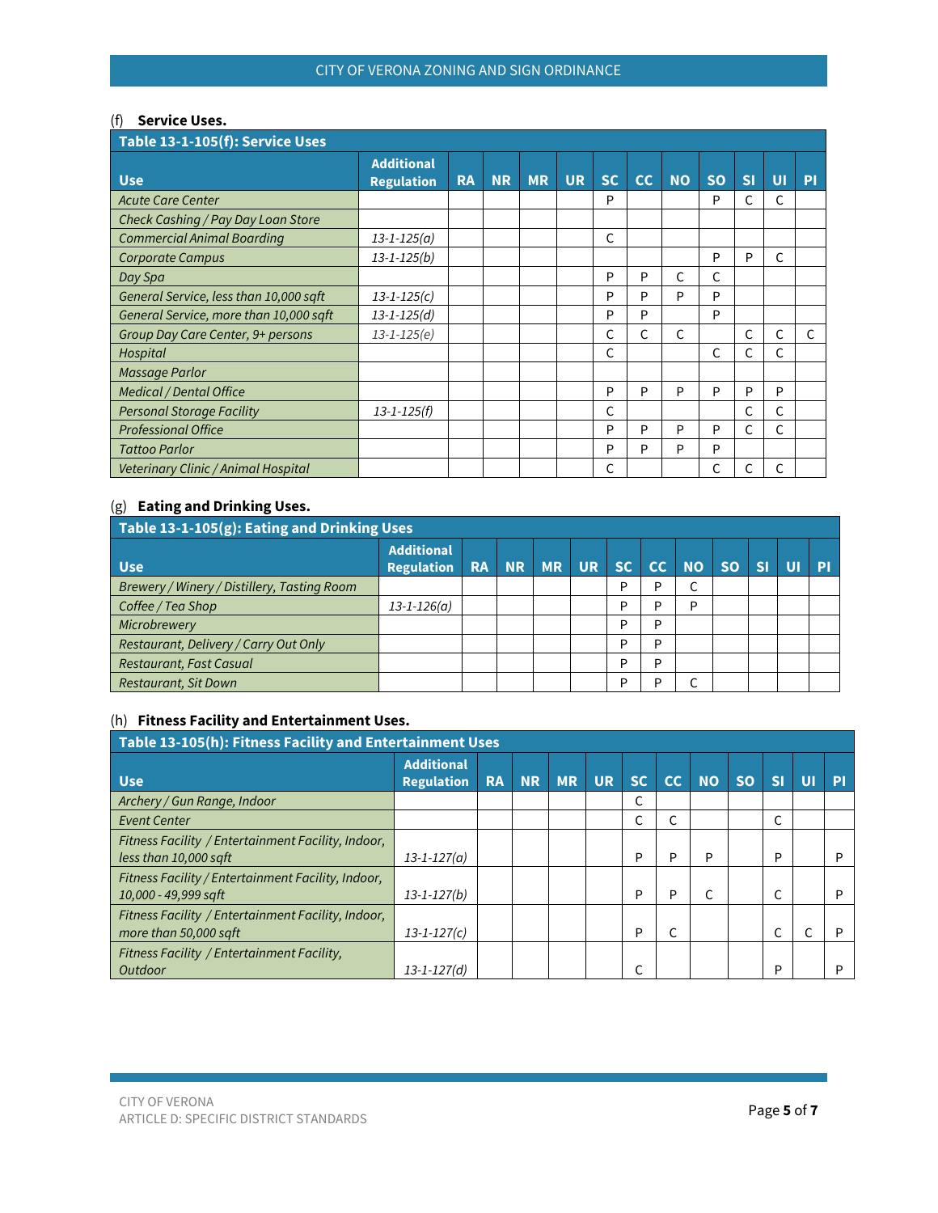(f) **Service Uses.**

| Table 13-1-105(f): Service Uses | | | | | | | | | | | | |
|---|---|---|---|---|---|---|---|---|---|---|---|---|
| **Use** | **Additional Regulation** | **RA** | **NR** | **MR** | **UR** | **SC** | **CC** | **NO** | **SO** | **SI** | **UI** | **PI** |
| *Acute Care Center* | | | | | | P | | | P | C | C | |
| *Check Cashing / Pay Day Loan Store* | | | | | | | | | | | | |
| *Commercial Animal Boarding* | *13-1-125(a)* | | | | | C | | | | | | |
| *Corporate Campus* | *13-1-125(b)* | | | | | | | | P | P | C | |
| *Day Spa* | | | | | | P | P | C | C | | | |
| *General Service, less than 10,000 sqft* | *13-1-125(c)* | | | | | P | P | P | P | | | |
| *General Service, more than 10,000 sqft* | *13-1-125(d)* | | | | | P | P | | P | | | |
| *Group Day Care Center, 9+ persons* | *13-1-125(e)* | | | | | C | C | C | | C | C | C |
| *Hospital* | | | | | | C | | | C | C | C | |
| *Massage Parlor* | | | | | | | | | | | | |
| *Medical / Dental Office* | | | | | | P | P | P | P | P | P | |
| *Personal Storage Facility* | *13-1-125(f)* | | | | | C | | | | C | C | |
| *Professional Office* | | | | | | P | P | P | P | C | C | |
| *Tattoo Parlor* | | | | | | P | P | P | P | | | |
| *Veterinary Clinic / Animal Hospital* | | | | | | C | | | C | C | C | |

(g) **Eating and Drinking Uses.**

| Table 13-1-105(g): Eating and Drinking Uses | | | | | | | | | | | | |
|---|---|---|---|---|---|---|---|---|---|---|---|---|
| **Use** | **Additional Regulation** | **RA** | **NR** | **MR** | **UR** | **SC** | **CC** | **NO** | **SO** | **SI** | **UI** | **PI** |
| *Brewery / Winery / Distillery, Tasting Room* | | | | | | P | P | C | | | | |
| *Coffee / Tea Shop* | *13-1-126(a)* | | | | | P | P | P | | | | |
| *Microbrewery* | | | | | | P | P | | | | | |
| *Restaurant, Delivery / Carry Out Only* | | | | | | P | P | | | | | |
| *Restaurant, Fast Casual* | | | | | | P | P | | | | | |
| *Restaurant, Sit Down* | | | | | | P | P | C | | | | |

(h) **Fitness Facility and Entertainment Uses.**

| Table 13-105(h): Fitness Facility and Entertainment Uses | | | | | | | | | | | | |
|---|---|---|---|---|---|---|---|---|---|---|---|---|
| **Use** | **Additional Regulation** | **RA** | **NR** | **MR** | **UR** | **SC** | **CC** | **NO** | **SO** | **SI** | **UI** | **PI** |
| *Archery / Gun Range, Indoor* | | | | | | C | | | | | | |
| *Event Center* | | | | | | C | C | | | C | | |
| *Fitness Facility / Entertainment Facility, Indoor, less than 10,000 sqft* | *13-1-127(a)* | | | | | P | P | P | | P | | P |
| *Fitness Facility / Entertainment Facility, Indoor, 10,000 - 49,999 sqft* | *13-1-127(b)* | | | | | P | P | C | | C | | P |
| *Fitness Facility / Entertainment Facility, Indoor, more than 50,000 sqft* | *13-1-127(c)* | | | | | P | C | | | C | C | P |
| *Fitness Facility / Entertainment Facility, Outdoor* | *13-1-127(d)* | | | | | C | | | | P | | P |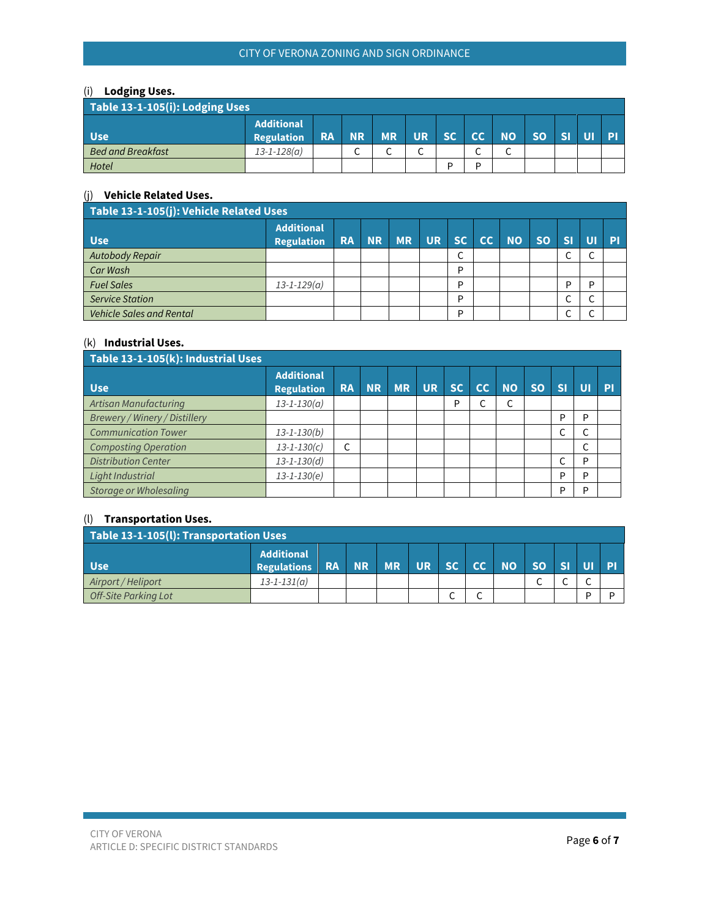(i) **Lodging Uses.**

| Table 13-1-105(i): Lodging Uses | | | | | | | | | | | | |
|---|---|---|---|---|---|---|---|---|---|---|---|---|
| **Use** | **Additional Regulation** | **RA** | **NR** | **MR** | **UR** | **SC** | **CC** | **NO** | **SO** | **SI** | **UI** | **PI** |
| *Bed and Breakfast* | *13-1-128(a)* | | C | C | C | | C | C | | | | |
| *Hotel* | | | | | | P | P | | | | | |

(j) **Vehicle Related Uses.**

| Table 13-1-105(j): Vehicle Related Uses | | | | | | | | | | | | |
|---|---|---|---|---|---|---|---|---|---|---|---|---|
| **Use** | **Additional Regulation** | **RA** | **NR** | **MR** | **UR** | **SC** | **CC** | **NO** | **SO** | **SI** | **UI** | **PI** |
| *Autobody Repair* | | | | | | C | | | | C | C | |
| *Car Wash* | | | | | | P | | | | | | |
| *Fuel Sales* | *13-1-129(a)* | | | | | P | | | | P | P | |
| *Service Station* | | | | | | P | | | | C | C | |
| *Vehicle Sales and Rental* | | | | | | P | | | | C | C | |

(k) **Industrial Uses.**

| Table 13-1-105(k): Industrial Uses | | | | | | | | | | | | |
|---|---|---|---|---|---|---|---|---|---|---|---|---|
| **Use** | **Additional Regulation** | **RA** | **NR** | **MR** | **UR** | **SC** | **CC** | **NO** | **SO** | **SI** | **UI** | **PI** |
| *Artisan Manufacturing* | *13-1-130(a)* | | | | | P | C | C | | | | |
| *Brewery / Winery / Distillery* | | | | | | | | | | P | P | |
| *Communication Tower* | *13-1-130(b)* | | | | | | | | | C | C | |
| *Composting Operation* | *13-1-130(c)* | C | | | | | | | | | C | |
| *Distribution Center* | *13-1-130(d)* | | | | | | | | | C | P | |
| *Light Industrial* | *13-1-130(e)* | | | | | | | | | P | P | |
| *Storage or Wholesaling* | | | | | | | | | | P | P | |

(l) **Transportation Uses.**

| Table 13-1-105(l): Transportation Uses | | | | | | | | | | | | |
|---|---|---|---|---|---|---|---|---|---|---|---|---|
| **Use** | **Additional Regulations** | **RA** | **NR** | **MR** | **UR** | **SC** | **CC** | **NO** | **SO** | **SI** | **UI** | **PI** |
| *Airport / Heliport* | *13-1-131(a)* | | | | | | | | C | C | C | |
| *Off-Site Parking Lot* | | | | | | C | C | | | | P | P |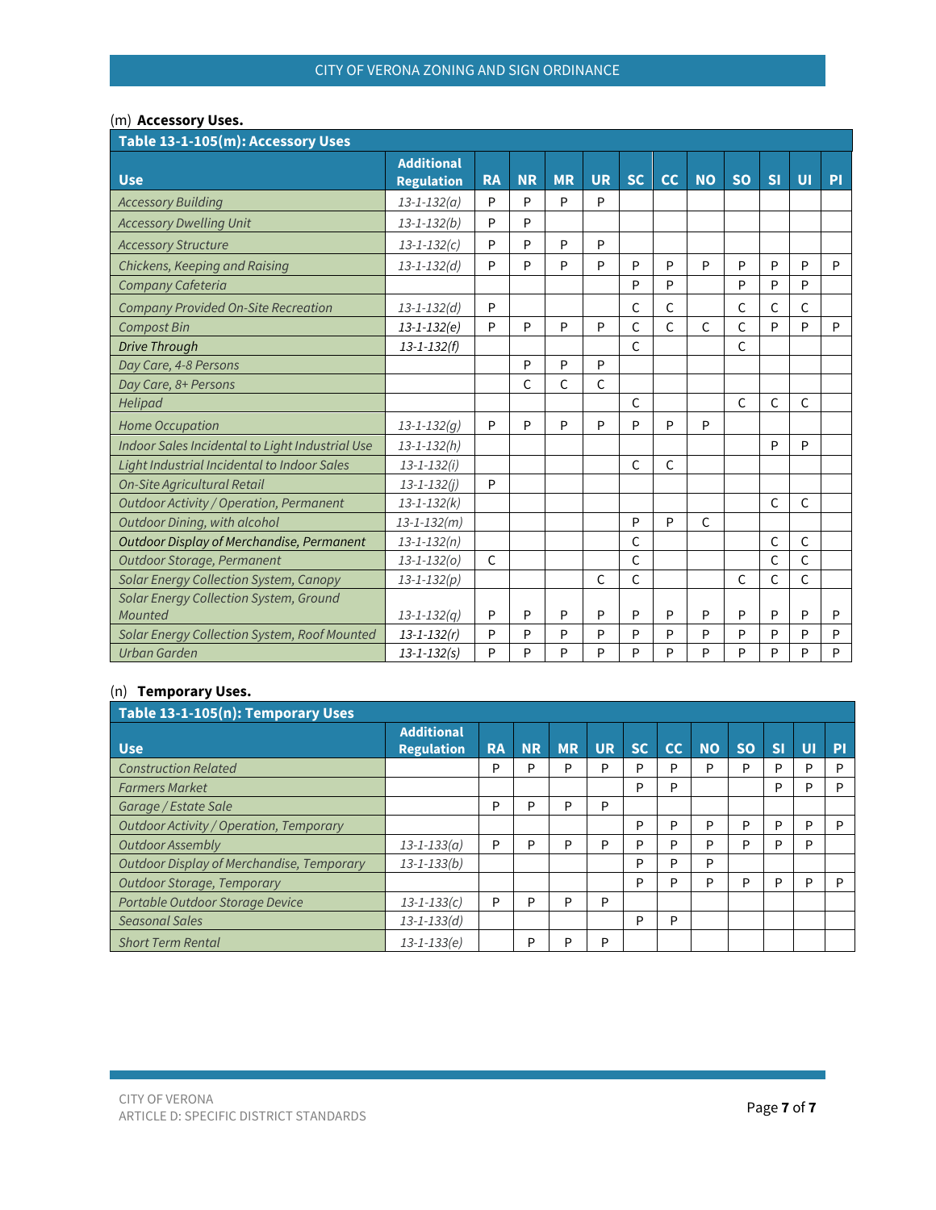(m) **Accessory Uses.**

| Table 13-1-105(m): Accessory Uses | | | | | | | | | | | | |
|---|---|---|---|---|---|---|---|---|---|---|---|---|
| **Use** | **Additional Regulation** | **RA** | **NR** | **MR** | **UR** | **SC** | **CC** | **NO** | **SO** | **SI** | **UI** | **PI** |
| *Accessory Building* | *13-1-132(a)* | P | P | P | P | | | | | | | |
| *Accessory Dwelling Unit* | *13-1-132(b)* | P | P | | | | | | | | | |
| *Accessory Structure* | *13-1-132(c)* | P | P | P | P | | | | | | | |
| *Chickens, Keeping and Raising* | *13-1-132(d)* | P | P | P | P | P | P | P | P | P | P | P |
| *Company Cafeteria* | | | | | | P | P | | P | P | P | |
| *Company Provided On-Site Recreation* | *13-1-132(d)* | P | | | | C | C | | C | C | C | |
| *Compost Bin* | *13-1-132(e)* | P | P | P | P | C | C | C | C | P | P | P |
| *Drive Through* | *13-1-132(f)* | | | | | C | | | C | | | |
| *Day Care, 4-8 Persons* | | | P | P | P | | | | | | | |
| *Day Care, 8+ Persons* | | | C | C | C | | | | | | | |
| *Helipad* | | | | | | C | | | C | C | C | |
| *Home Occupation* | *13-1-132(g)* | P | P | P | P | P | P | P | | | | |
| *Indoor Sales Incidental to Light Industrial Use* | *13-1-132(h)* | | | | | | | | | P | P | |
| *Light Industrial Incidental to Indoor Sales* | *13-1-132(i)* | | | | | C | C | | | | | |
| *On-Site Agricultural Retail* | *13-1-132(j)* | P | | | | | | | | | | |
| *Outdoor Activity / Operation, Permanent* | *13-1-132(k)* | | | | | | | | | C | C | |
| *Outdoor Dining, with alcohol* | *13-1-132(m)* | | | | | P | P | C | | | | |
| *Outdoor Display of Merchandise, Permanent* | *13-1-132(n)* | | | | | C | | | | C | C | |
| *Outdoor Storage, Permanent* | *13-1-132(o)* | C | | | | C | | | | C | C | |
| *Solar Energy Collection System, Canopy* | *13-1-132(p)* | | | | C | C | | | C | C | C | |
| *Solar Energy Collection System, Ground Mounted* | *13-1-132(q)* | P | P | P | P | P | P | P | P | P | P | P |
| *Solar Energy Collection System, Roof Mounted* | *13-1-132(r)* | P | P | P | P | P | P | P | P | P | P | P |
| *Urban Garden* | *13-1-132(s)* | P | P | P | P | P | P | P | P | P | P | P |

(n) **Temporary Uses.**

| Table 13-1-105(n): Temporary Uses | | | | | | | | | | | | |
|---|---|---|---|---|---|---|---|---|---|---|---|---|
| **Use** | **Additional Regulation** | **RA** | **NR** | **MR** | **UR** | **SC** | **CC** | **NO** | **SO** | **SI** | **UI** | **PI** |
| *Construction Related* | | P | P | P | P | P | P | P | P | P | P | P |
| *Farmers Market* | | | | | | P | P | | | P | P | P |
| *Garage / Estate Sale* | | P | P | P | P | | | | | | | |
| *Outdoor Activity / Operation, Temporary* | | | | | | P | P | P | P | P | P | P |
| *Outdoor Assembly* | *13-1-133(a)* | P | P | P | P | P | P | P | P | P | P | |
| *Outdoor Display of Merchandise, Temporary* | *13-1-133(b)* | | | | | P | P | P | | | | |
| *Outdoor Storage, Temporary* | | | | | | P | P | P | P | P | P | P |
| *Portable Outdoor Storage Device* | *13-1-133(c)* | P | P | P | P | | | | | | | |
| *Seasonal Sales* | *13-1-133(d)* | | | | | P | P | | | | | |
| *Short Term Rental* | *13-1-133(e)* | | P | P | P | | | | | | | |